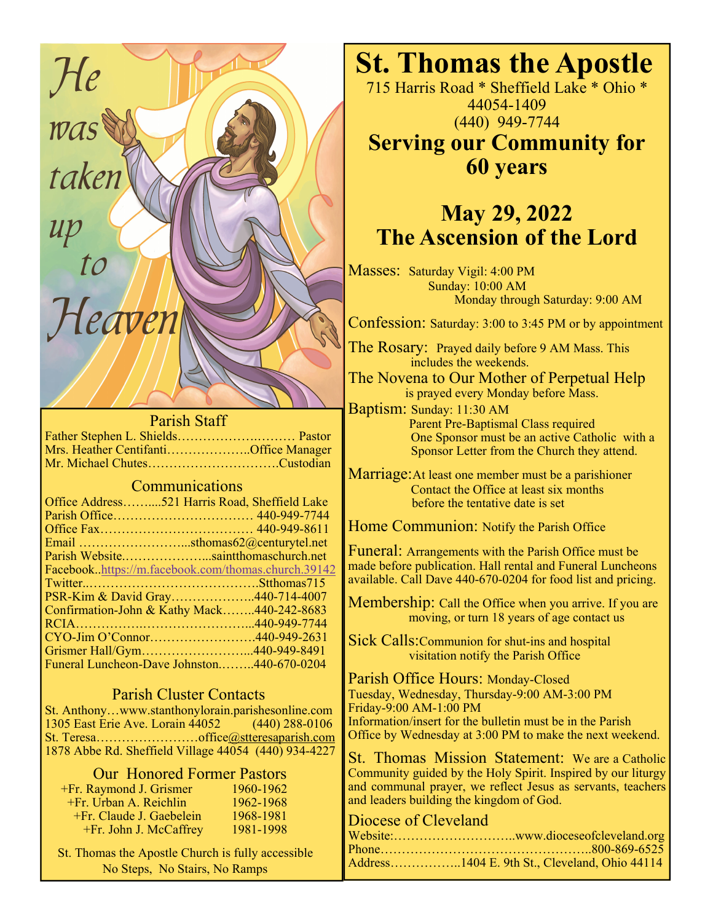He was taken up to Heaven

## Parish Staff

Father Stephen L. Shields…………………..……. Pastor
Mrs. Heather Centifanti………………..Office Manager
Mr. Michael Chutes………………………….Custodian

## Communications

Office Address……....521 Harris Road, Sheffield Lake
Parish Office…………………………… 440-949-7744
Office Fax……………………………… 440-949-8611
Email ……………………...sthomas62@centurytel.net
Parish Website.………………...saintthomaschurch.net
Facebook..https://m.facebook.com/thomas.church.39142
Twitter..………………………………….Stthomas715
PSR-Kim & David Gray………………..440-714-4007
Confirmation-John & Kathy Mack……..440-242-8683
RCIA………….……………………….440-949-7744
CYO-Jim O'Connor…………………….440-949-2631
Grismer Hall/Gym……………………...440-949-8491
Funeral Luncheon-Dave Johnston.……..440-670-0204

## Parish Cluster Contacts

St. Anthony…www.stanthonylorain.parishesonline.com
1305 East Erie Ave. Lorain 44052 (440) 288-0106
St. Teresa……………………office@stteresaparish.com
1878 Abbe Rd. Sheffield Village 44054 (440) 934-4227

## Our Honored Former Pastors

| | |
|---|---|
| +Fr. Raymond J. Grismer | 1960-1962 |
| +Fr. Urban A. Reichlin | 1962-1968 |
| +Fr. Claude J. Gaebelein | 1968-1981 |
| +Fr. John J. McCaffrey | 1981-1998 |

St. Thomas the Apostle Church is fully accessible
No Steps, No Stairs, No Ramps

# St. Thomas the Apostle

715 Harris Road * Sheffield Lake * Ohio * 44054-1409
(440) 949-7744

## Serving our Community for 60 years

## May 29, 2022
## The Ascension of the Lord

Masses: Saturday Vigil: 4:00 PM
Sunday: 10:00 AM
Monday through Saturday: 9:00 AM

Confession: Saturday: 3:00 to 3:45 PM or by appointment

The Rosary: Prayed daily before 9 AM Mass. This includes the weekends.

The Novena to Our Mother of Perpetual Help is prayed every Monday before Mass.

Baptism: Sunday: 11:30 AM
Parent Pre-Baptismal Class required
One Sponsor must be an active Catholic with a Sponsor Letter from the Church they attend.

Marriage: At least one member must be a parishioner
Contact the Office at least six months before the tentative date is set

Home Communion: Notify the Parish Office

Funeral: Arrangements with the Parish Office must be made before publication. Hall rental and Funeral Luncheons available. Call Dave 440-670-0204 for food list and pricing.

Membership: Call the Office when you arrive. If you are moving, or turn 18 years of age contact us

Sick Calls: Communion for shut-ins and hospital visitation notify the Parish Office

Parish Office Hours: Monday-Closed
Tuesday, Wednesday, Thursday-9:00 AM-3:00 PM
Friday-9:00 AM-1:00 PM
Information/insert for the bulletin must be in the Parish Office by Wednesday at 3:00 PM to make the next weekend.

St. Thomas Mission Statement: We are a Catholic Community guided by the Holy Spirit. Inspired by our liturgy and communal prayer, we reflect Jesus as servants, teachers and leaders building the kingdom of God.

Diocese of Cleveland
Website:………………………..www.dioceseofcleveland.org
Phone…………………………………………..800-869-6525
Address……………..1404 E. 9th St., Cleveland, Ohio 44114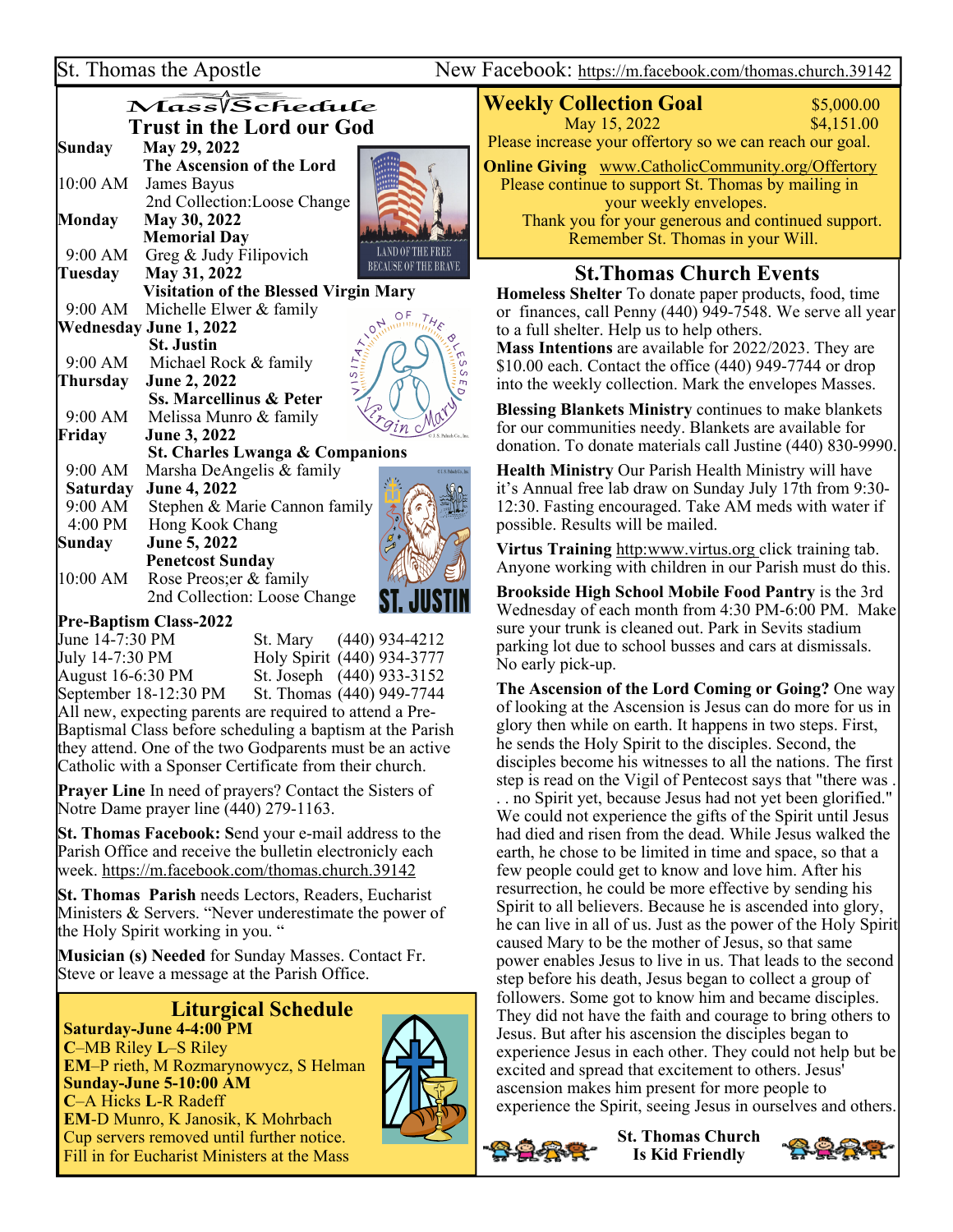# Mass Schedule

## Trust in the Lord our God

**Sunday** **May 29, 2022**
**The Ascension of the Lord**
10:00 AM James Bayus
2nd Collection:Loose Change

**Monday** **May 30, 2022**
**Memorial Day**
9:00 AM Greg & Judy Filipovich

**Tuesday** **May 31, 2022**
**Visitation of the Blessed Virgin Mary**
9:00 AM Michelle Elwer & family

**Wednesday June 1, 2022**
**St. Justin**
9:00 AM Michael Rock & family

**Thursday** **June 2, 2022**
**Ss. Marcellinus & Peter**
9:00 AM Melissa Munro & family

**Friday** **June 3, 2022**
**St. Charles Lwanga & Companions**
9:00 AM Marsha DeAngelis & family

**Saturday** **June 4, 2022**
9:00 AM Stephen & Marie Cannon family
4:00 PM Hong Kook Chang

**Sunday** **June 5, 2022**
**Penetcost Sunday**
10:00 AM Rose Preos;er & family
2nd Collection: Loose Change

**Pre-Baptism Class-2022**

| | | |
|---|---|---|
| June 14-7:30 PM | St. Mary | (440) 934-4212 |
| July 14-7:30 PM | Holy Spirit | (440) 934-3777 |
| August 16-6:30 PM | St. Joseph | (440) 933-3152 |
| September 18-12:30 PM | St. Thomas | (440) 949-7744 |

All new, expecting parents are required to attend a Pre-Baptismal Class before scheduling a baptism at the Parish they attend. One of the two Godparents must be an active Catholic with a Sponser Certificate from their church.

**Prayer Line** In need of prayers? Contact the Sisters of Notre Dame prayer line (440) 279-1163.

**St. Thomas Facebook: S**end your e-mail address to the Parish Office and receive the bulletin electronicly each week. https://m.facebook.com/thomas.church.39142

**St. Thomas Parish** needs Lectors, Readers, Eucharist Ministers & Servers. "Never underestimate the power of the Holy Spirit working in you. "

**Musician (s) Needed** for Sunday Masses. Contact Fr. Steve or leave a message at the Parish Office.

## Liturgical Schedule

**Saturday-June 4-4:00 PM**
**C**–MB Riley **L**–S Riley
**EM**–P rieth, M Rozmarynowycz, S Helman
**Sunday-June 5-10:00 AM**
**C**–A Hicks **L**-R Radeff
**EM**-D Munro, K Janosik, K Mohrbach
Cup servers removed until further notice.
Fill in for Eucharist Ministers at the Mass

## Weekly Collection Goal

| | |
|---|---|
| **Weekly Collection Goal** | $5,000.00 |
| May 15, 2022 | $4,151.00 |

Please increase your offertory so we can reach our goal.

**Online Giving** www.CatholicCommunity.org/Offertory
Please continue to support St. Thomas by mailing in your weekly envelopes.
Thank you for your generous and continued support.
Remember St. Thomas in your Will.

## St.Thomas Church Events

**Homeless Shelter** To donate paper products, food, time or finances, call Penny (440) 949-7548. We serve all year to a full shelter. Help us to help others.

**Mass Intentions** are available for 2022/2023. They are $10.00 each. Contact the office (440) 949-7744 or drop into the weekly collection. Mark the envelopes Masses.

**Blessing Blankets Ministry** continues to make blankets for our communities needy. Blankets are available for donation. To donate materials call Justine (440) 830-9990.

**Health Ministry** Our Parish Health Ministry will have it's Annual free lab draw on Sunday July 17th from 9:30-12:30. Fasting encouraged. Take AM meds with water if possible. Results will be mailed.

**Virtus Training** http:www.virtus.org click training tab. Anyone working with children in our Parish must do this.

**Brookside High School Mobile Food Pantry** is the 3rd Wednesday of each month from 4:30 PM-6:00 PM. Make sure your trunk is cleaned out. Park in Sevits stadium parking lot due to school busses and cars at dismissals. No early pick-up.

**The Ascension of the Lord Coming or Going?** One way of looking at the Ascension is Jesus can do more for us in glory then while on earth. It happens in two steps. First, he sends the Holy Spirit to the disciples. Second, the disciples become his witnesses to all the nations. The first step is read on the Vigil of Pentecost says that "there was . . . no Spirit yet, because Jesus had not yet been glorified." We could not experience the gifts of the Spirit until Jesus had died and risen from the dead. While Jesus walked the earth, he chose to be limited in time and space, so that a few people could get to know and love him. After his resurrection, he could be more effective by sending his Spirit to all believers. Because he is ascended into glory, he can live in all of us. Just as the power of the Holy Spirit caused Mary to be the mother of Jesus, so that same power enables Jesus to live in us. That leads to the second step before his death, Jesus began to collect a group of followers. Some got to know him and became disciples. They did not have the faith and courage to bring others to Jesus. But after his ascension the disciples began to experience Jesus in each other. They could not help but be excited and spread that excitement to others. Jesus' ascension makes him present for more people to experience the Spirit, seeing Jesus in ourselves and others.

**St. Thomas Church Is Kid Friendly**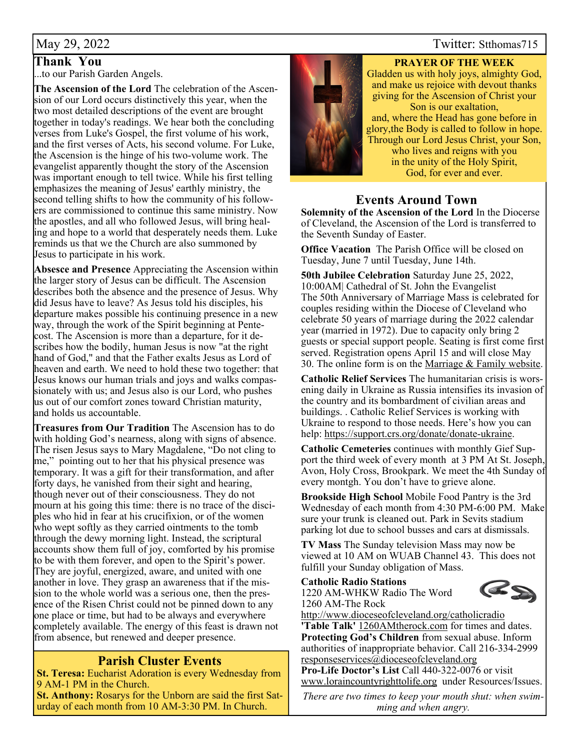May 29, 2022 Twitter: Stthomas715

## Thank You

...to our Parish Garden Angels.

**The Ascension of the Lord** The celebration of the Ascension of our Lord occurs distinctively this year, when the two most detailed descriptions of the event are brought together in today's readings. We hear both the concluding verses from Luke's Gospel, the first volume of his work, and the first verses of Acts, his second volume. For Luke, the Ascension is the hinge of his two-volume work. The evangelist apparently thought the story of the Ascension was important enough to tell twice. While his first telling emphasizes the meaning of Jesus' earthly ministry, the second telling shifts to how the community of his followers are commissioned to continue this same ministry. Now the apostles, and all who followed Jesus, will bring healing and hope to a world that desperately needs them. Luke reminds us that we the Church are also summoned by Jesus to participate in his work.

**Absece and Presence** Appreciating the Ascension within the larger story of Jesus can be difficult. The Ascension describes both the absence and the presence of Jesus. Why did Jesus have to leave? As Jesus told his disciples, his departure makes possible his continuing presence in a new way, through the work of the Spirit beginning at Pentecost. The Ascension is more than a departure, for it describes how the bodily, human Jesus is now "at the right hand of God," and that the Father exalts Jesus as Lord of heaven and earth. We need to hold these two together: that Jesus knows our human trials and joys and walks compassionately with us; and Jesus also is our Lord, who pushes us out of our comfort zones toward Christian maturity, and holds us accountable.

**Treasures from Our Tradition** The Ascension has to do with holding God's nearness, along with signs of absence. The risen Jesus says to Mary Magdalene, "Do not cling to me," pointing out to her that his physical presence was temporary. It was a gift for their transformation, and after forty days, he vanished from their sight and hearing, though never out of their consciousness. They do not mourn at his going this time: there is no trace of the disciples who hid in fear at his crucifixion, or of the women who wept softly as they carried ointments to the tomb through the dewy morning light. Instead, the scriptural accounts show them full of joy, comforted by his promise to be with them forever, and open to the Spirit's power. They are joyful, energized, aware, and united with one another in love. They grasp an awareness that if the mission to the whole world was a serious one, then the presence of the Risen Christ could not be pinned down to any one place or time, but had to be always and everywhere completely available. The energy of this feast is drawn not from absence, but renewed and deeper presence.

## Parish Cluster Events

**St. Teresa:** Eucharist Adoration is every Wednesday from 9 AM-1 PM in the Church.

**St. Anthony:** Rosarys for the Unborn are said the first Saturday of each month from 10 AM-3:30 PM. In Church.

**PRAYER OF THE WEEK**

Gladden us with holy joys, almighty God,
and make us rejoice with devout thanks giving for the Ascension of Christ your Son is our exaltation,
and, where the Head has gone before in glory,the Body is called to follow in hope.
Through our Lord Jesus Christ, your Son,
who lives and reigns with you
in the unity of the Holy Spirit,
God, for ever and ever.

## Events Around Town

**Solemnity of the Ascension of the Lord** In the Dioceerse of Cleveland, the Ascension of the Lord is transferred to the Seventh Sunday of Easter.

**Office Vacation** The Parish Office will be closed on Tuesday, June 7 until Tuesday, June 14th.

**50th Jubilee Celebration** Saturday June 25, 2022, 10:00AM| Cathedral of St. John the Evangelist
The 50th Anniversary of Marriage Mass is celebrated for couples residing within the Diocese of Cleveland who celebrate 50 years of marriage during the 2022 calendar year (married in 1972). Due to capacity only bring 2 guests or special support people. Seating is first come first served. Registration opens April 15 and will close May 30. The online form is on the Marriage & Family website.

**Catholic Relief Services** The humanitarian crisis is worsening daily in Ukraine as Russia intensifies its invasion of the country and its bombardment of civilian areas and buildings. . Catholic Relief Services is working with Ukraine to respond to those needs. Here's how you can help: https://support.crs.org/donate/donate-ukraine.

**Catholic Cemeteries** continues with monthly Gief Support the third week of every month at 3 PM At St. Joseph, Avon, Holy Cross, Brookpark. We meet the 4th Sunday of every montgh. You don't have to grieve alone.

**Brookside High School** Mobile Food Pantry is the 3rd Wednesday of each month from 4:30 PM-6:00 PM. Make sure your trunk is cleaned out. Park in Sevits stadium parking lot due to school busses and cars at dismissals.

**TV Mass** The Sunday television Mass may now be viewed at 10 AM on WUAB Channel 43. This does not fulfill your Sunday obligation of Mass.

**Catholic Radio Stations**
1220 AM-WHKW Radio The Word
1260 AM-The Rock
http://www.dioceseofcleveland.org/catholicradio
**'Table Talk'** 1260AMtherock.com for times and dates.
**Protecting God's Children** from sexual abuse. Inform authorities of inappropriate behavior. Call 216-334-2999 responseservices@dioceseofcleveland.org
**Pro-Life Doctor's List** Call 440-322-0076 or visit www.loraincountyrighttolife.org under Resources/Issues.

*There are two times to keep your mouth shut: when swimming and when angry.*